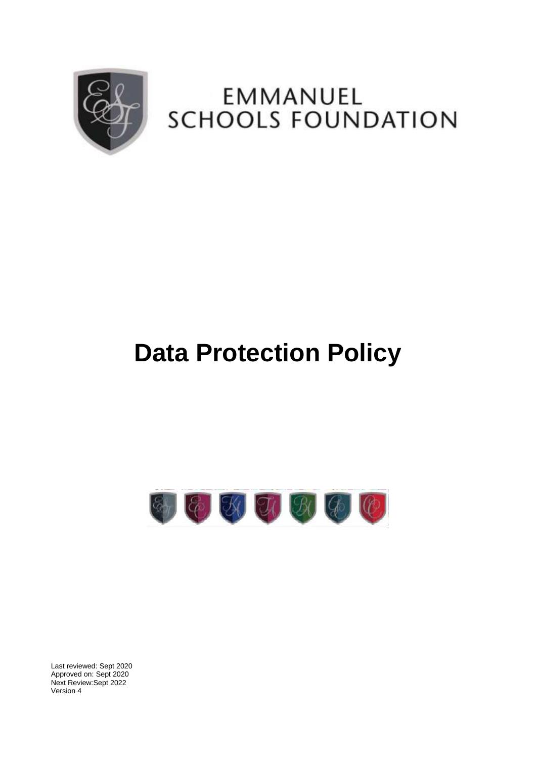EMMANUEL SCHOOLS FOUNDATION

# Data Protection Policy

Last reviewed: Sept 2020
Approved on: Sept 2020
Next Review:Sept 2022
Version 4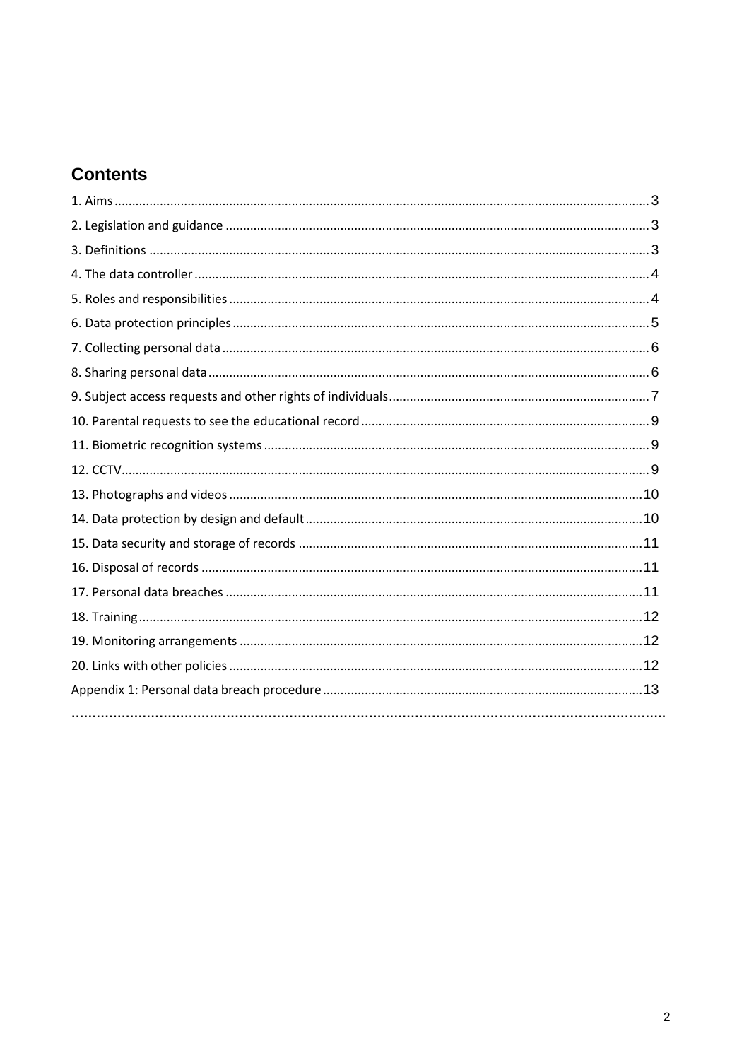## Contents

1. Aims ........................................................................................................................................ 3
2. Legislation and guidance ........................................................................................................ 3
3. Definitions .............................................................................................................................. 3
4. The data controller ................................................................................................................. 4
5. Roles and responsibilities ....................................................................................................... 4
6. Data protection principles ...................................................................................................... 5
7. Collecting personal data ......................................................................................................... 6
8. Sharing personal data ............................................................................................................. 6
9. Subject access requests and other rights of individuals .......................................................... 7
10. Parental requests to see the educational record .................................................................. 9
11. Biometric recognition systems ............................................................................................. 9
12. CCTV ..................................................................................................................................... 9
13. Photographs and videos ..................................................................................................... 10
14. Data protection by design and default ................................................................................ 10
15. Data security and storage of records ................................................................................. 11
16. Disposal of records ............................................................................................................. 11
17. Personal data breaches ...................................................................................................... 11
18. Training ............................................................................................................................... 12
19. Monitoring arrangements .................................................................................................. 12
20. Links with other policies ..................................................................................................... 12

Appendix 1: Personal data breach procedure ........................................................................... 13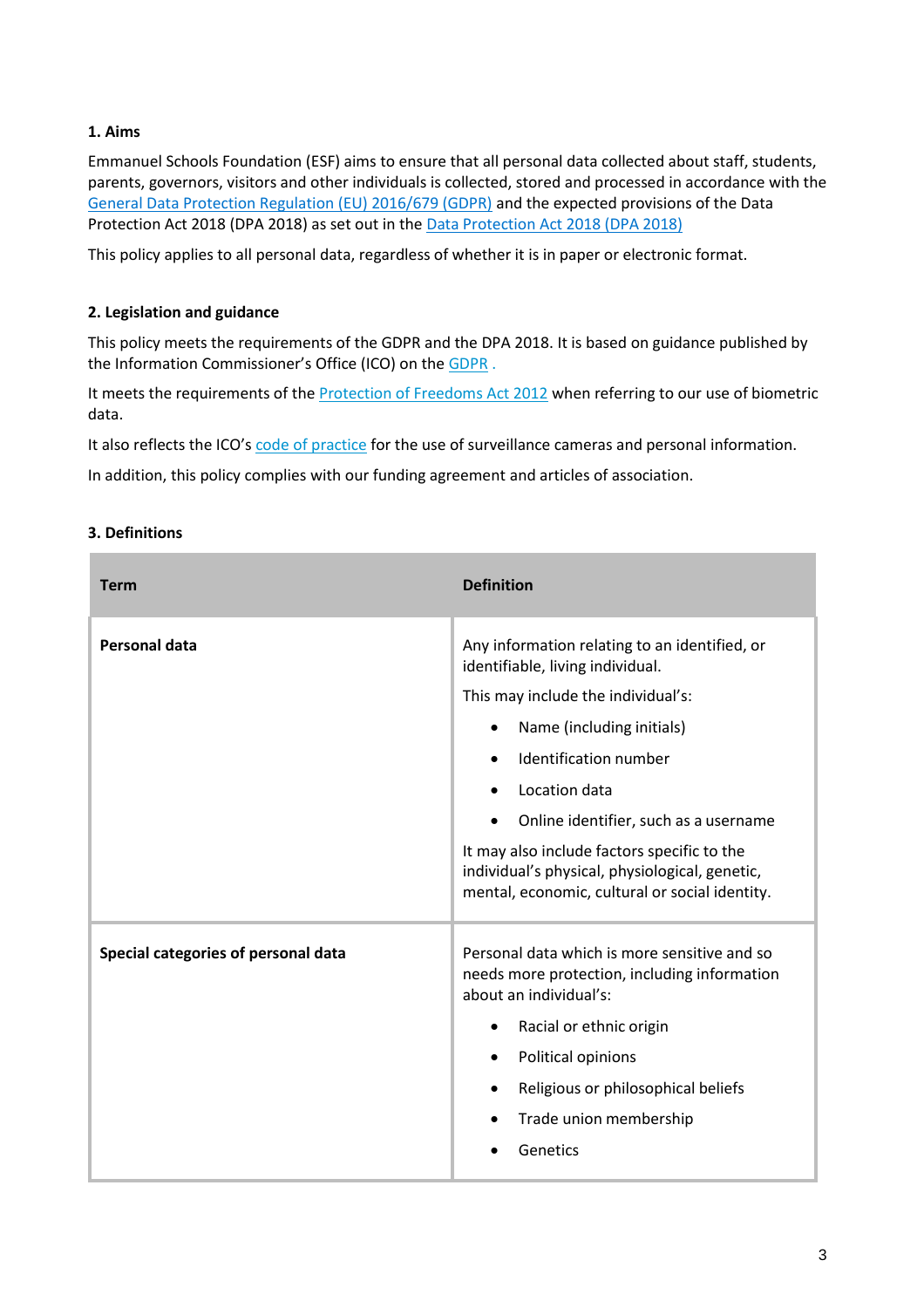## 1. Aims

Emmanuel Schools Foundation (ESF) aims to ensure that all personal data collected about staff, students, parents, governors, visitors and other individuals is collected, stored and processed in accordance with the General Data Protection Regulation (EU) 2016/679 (GDPR) and the expected provisions of the Data Protection Act 2018 (DPA 2018) as set out in the Data Protection Act 2018 (DPA 2018)

This policy applies to all personal data, regardless of whether it is in paper or electronic format.

## 2. Legislation and guidance

This policy meets the requirements of the GDPR and the DPA 2018. It is based on guidance published by the Information Commissioner's Office (ICO) on the GDPR .

It meets the requirements of the Protection of Freedoms Act 2012 when referring to our use of biometric data.

It also reflects the ICO's code of practice for the use of surveillance cameras and personal information.

In addition, this policy complies with our funding agreement and articles of association.

## 3. Definitions

| Term | Definition |
|---|---|
| **Personal data** | Any information relating to an identified, or identifiable, living individual.<br>This may include the individual's:<br>• Name (including initials)<br>• Identification number<br>• Location data<br>• Online identifier, such as a username<br>It may also include factors specific to the individual's physical, physiological, genetic, mental, economic, cultural or social identity. |
| **Special categories of personal data** | Personal data which is more sensitive and so needs more protection, including information about an individual's:<br>• Racial or ethnic origin<br>• Political opinions<br>• Religious or philosophical beliefs<br>• Trade union membership<br>• Genetics |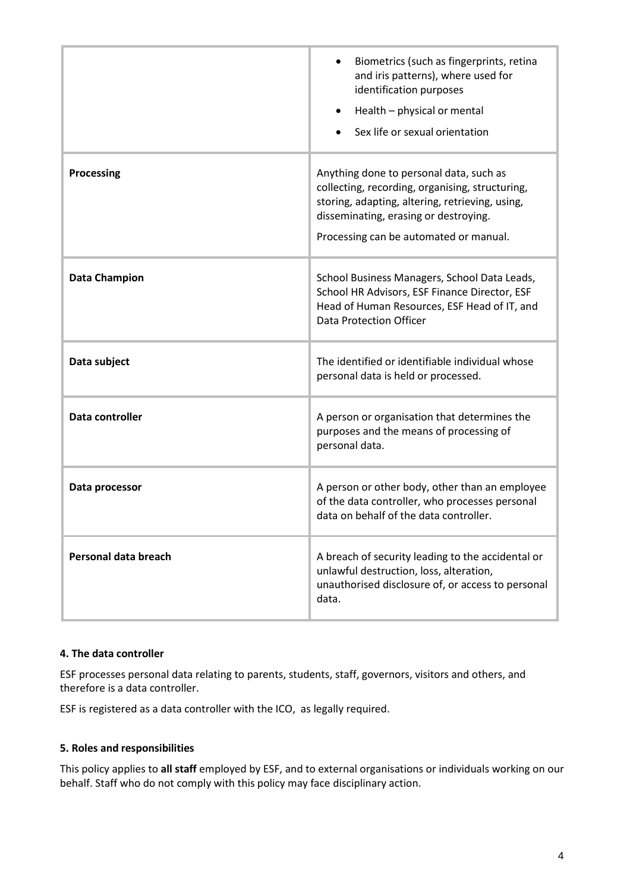| | |
|---|---|
| | • Biometrics (such as fingerprints, retina and iris patterns), where used for identification purposes<br>• Health – physical or mental<br>• Sex life or sexual orientation |
| **Processing** | Anything done to personal data, such as collecting, recording, organising, structuring, storing, adapting, altering, retrieving, using, disseminating, erasing or destroying.<br>Processing can be automated or manual. |
| **Data Champion** | School Business Managers, School Data Leads, School HR Advisors, ESF Finance Director, ESF Head of Human Resources, ESF Head of IT, and Data Protection Officer |
| **Data subject** | The identified or identifiable individual whose personal data is held or processed. |
| **Data controller** | A person or organisation that determines the purposes and the means of processing of personal data. |
| **Data processor** | A person or other body, other than an employee of the data controller, who processes personal data on behalf of the data controller. |
| **Personal data breach** | A breach of security leading to the accidental or unlawful destruction, loss, alteration, unauthorised disclosure of, or access to personal data. |

**4. The data controller**

ESF processes personal data relating to parents, students, staff, governors, visitors and others, and therefore is a data controller.

ESF is registered as a data controller with the ICO, as legally required.

**5. Roles and responsibilities**

This policy applies to **all staff** employed by ESF, and to external organisations or individuals working on our behalf. Staff who do not comply with this policy may face disciplinary action.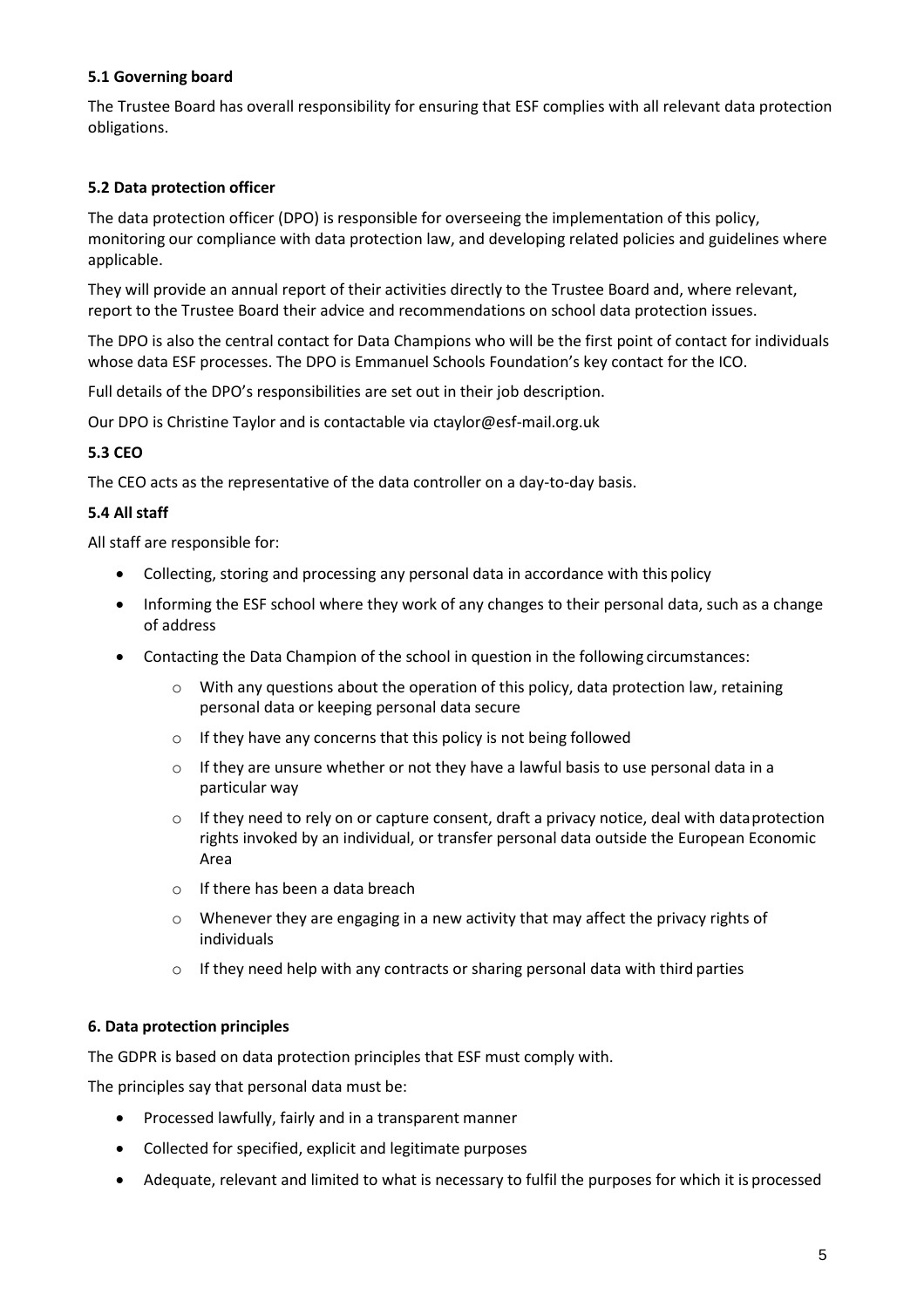### 5.1 Governing board

The Trustee Board has overall responsibility for ensuring that ESF complies with all relevant data protection obligations.

### 5.2 Data protection officer

The data protection officer (DPO) is responsible for overseeing the implementation of this policy, monitoring our compliance with data protection law, and developing related policies and guidelines where applicable.

They will provide an annual report of their activities directly to the Trustee Board and, where relevant, report to the Trustee Board their advice and recommendations on school data protection issues.

The DPO is also the central contact for Data Champions who will be the first point of contact for individuals whose data ESF processes. The DPO is Emmanuel Schools Foundation's key contact for the ICO.

Full details of the DPO's responsibilities are set out in their job description.

Our DPO is Christine Taylor and is contactable via ctaylor@esf-mail.org.uk

### 5.3 CEO

The CEO acts as the representative of the data controller on a day-to-day basis.

### 5.4 All staff

All staff are responsible for:

- Collecting, storing and processing any personal data in accordance with this policy
- Informing the ESF school where they work of any changes to their personal data, such as a change of address
- Contacting the Data Champion of the school in question in the following circumstances:
  - With any questions about the operation of this policy, data protection law, retaining personal data or keeping personal data secure
  - If they have any concerns that this policy is not being followed
  - If they are unsure whether or not they have a lawful basis to use personal data in a particular way
  - If they need to rely on or capture consent, draft a privacy notice, deal with data protection rights invoked by an individual, or transfer personal data outside the European Economic Area
  - If there has been a data breach
  - Whenever they are engaging in a new activity that may affect the privacy rights of individuals
  - If they need help with any contracts or sharing personal data with third parties

## 6. Data protection principles

The GDPR is based on data protection principles that ESF must comply with.

The principles say that personal data must be:

- Processed lawfully, fairly and in a transparent manner
- Collected for specified, explicit and legitimate purposes
- Adequate, relevant and limited to what is necessary to fulfil the purposes for which it is processed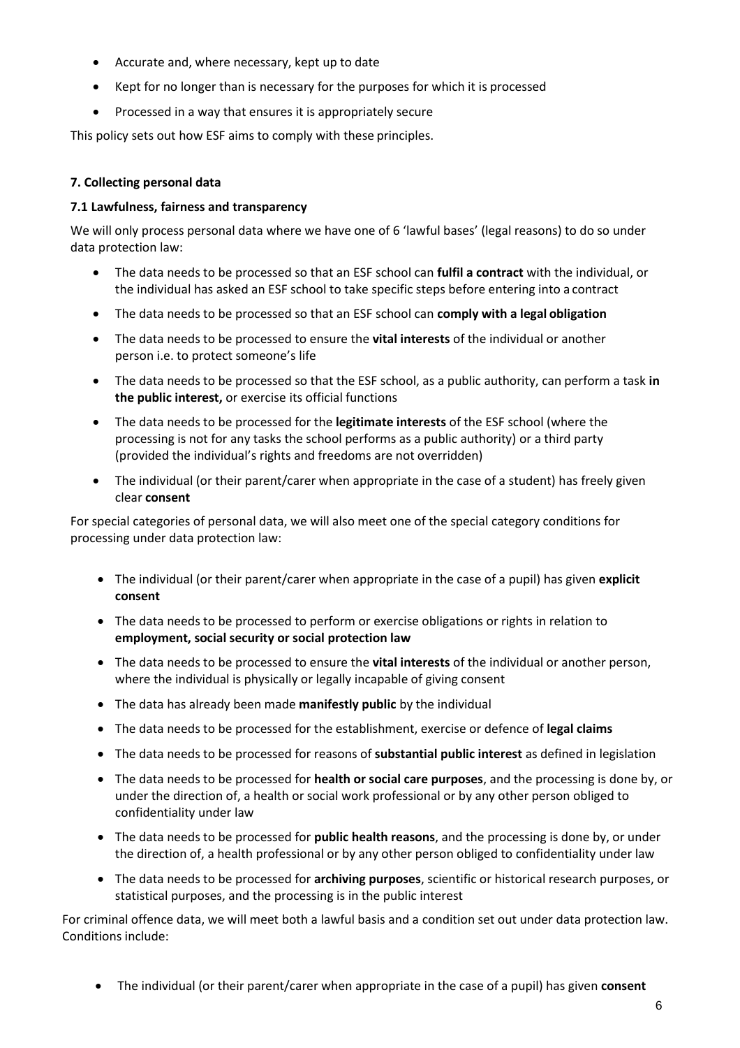- Accurate and, where necessary, kept up to date
- Kept for no longer than is necessary for the purposes for which it is processed
- Processed in a way that ensures it is appropriately secure

This policy sets out how ESF aims to comply with these principles.

**7. Collecting personal data**

**7.1 Lawfulness, fairness and transparency**

We will only process personal data where we have one of 6 'lawful bases' (legal reasons) to do so under data protection law:

- The data needs to be processed so that an ESF school can **fulfil a contract** with the individual, or the individual has asked an ESF school to take specific steps before entering into a contract
- The data needs to be processed so that an ESF school can **comply with a legal obligation**
- The data needs to be processed to ensure the **vital interests** of the individual or another person i.e. to protect someone's life
- The data needs to be processed so that the ESF school, as a public authority, can perform a task **in the public interest,** or exercise its official functions
- The data needs to be processed for the **legitimate interests** of the ESF school (where the processing is not for any tasks the school performs as a public authority) or a third party (provided the individual's rights and freedoms are not overridden)
- The individual (or their parent/carer when appropriate in the case of a student) has freely given clear **consent**

For special categories of personal data, we will also meet one of the special category conditions for processing under data protection law:

- The individual (or their parent/carer when appropriate in the case of a pupil) has given **explicit consent**
- The data needs to be processed to perform or exercise obligations or rights in relation to **employment, social security or social protection law**
- The data needs to be processed to ensure the **vital interests** of the individual or another person, where the individual is physically or legally incapable of giving consent
- The data has already been made **manifestly public** by the individual
- The data needs to be processed for the establishment, exercise or defence of **legal claims**
- The data needs to be processed for reasons of **substantial public interest** as defined in legislation
- The data needs to be processed for **health or social care purposes**, and the processing is done by, or under the direction of, a health or social work professional or by any other person obliged to confidentiality under law
- The data needs to be processed for **public health reasons**, and the processing is done by, or under the direction of, a health professional or by any other person obliged to confidentiality under law
- The data needs to be processed for **archiving purposes**, scientific or historical research purposes, or statistical purposes, and the processing is in the public interest

For criminal offence data, we will meet both a lawful basis and a condition set out under data protection law. Conditions include:

- The individual (or their parent/carer when appropriate in the case of a pupil) has given **consent**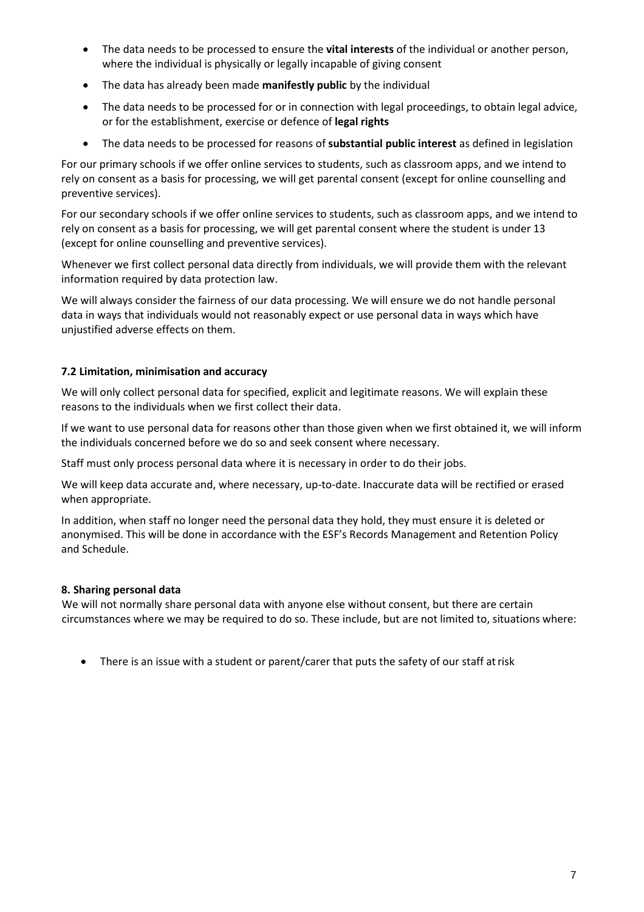- The data needs to be processed to ensure the **vital interests** of the individual or another person, where the individual is physically or legally incapable of giving consent
- The data has already been made **manifestly public** by the individual
- The data needs to be processed for or in connection with legal proceedings, to obtain legal advice, or for the establishment, exercise or defence of **legal rights**
- The data needs to be processed for reasons of **substantial public interest** as defined in legislation

For our primary schools if we offer online services to students, such as classroom apps, and we intend to rely on consent as a basis for processing, we will get parental consent (except for online counselling and preventive services).

For our secondary schools if we offer online services to students, such as classroom apps, and we intend to rely on consent as a basis for processing, we will get parental consent where the student is under 13 (except for online counselling and preventive services).

Whenever we first collect personal data directly from individuals, we will provide them with the relevant information required by data protection law.

We will always consider the fairness of our data processing. We will ensure we do not handle personal data in ways that individuals would not reasonably expect or use personal data in ways which have unjustified adverse effects on them.

### 7.2 Limitation, minimisation and accuracy

We will only collect personal data for specified, explicit and legitimate reasons. We will explain these reasons to the individuals when we first collect their data.

If we want to use personal data for reasons other than those given when we first obtained it, we will inform the individuals concerned before we do so and seek consent where necessary.

Staff must only process personal data where it is necessary in order to do their jobs.

We will keep data accurate and, where necessary, up-to-date. Inaccurate data will be rectified or erased when appropriate.

In addition, when staff no longer need the personal data they hold, they must ensure it is deleted or anonymised. This will be done in accordance with the ESF's Records Management and Retention Policy and Schedule.

## 8. Sharing personal data

We will not normally share personal data with anyone else without consent, but there are certain circumstances where we may be required to do so. These include, but are not limited to, situations where:

- There is an issue with a student or parent/carer that puts the safety of our staff at risk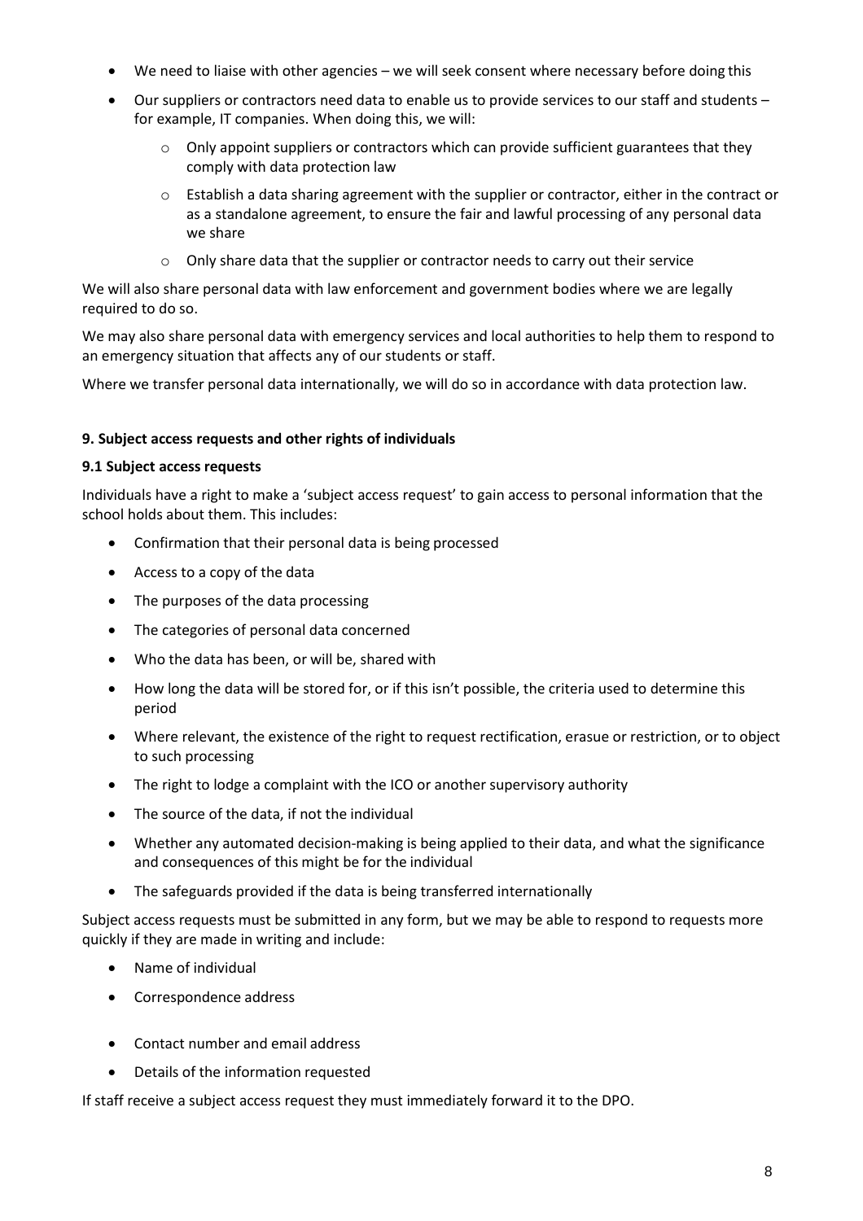- We need to liaise with other agencies – we will seek consent where necessary before doing this
- Our suppliers or contractors need data to enable us to provide services to our staff and students – for example, IT companies. When doing this, we will:
    - Only appoint suppliers or contractors which can provide sufficient guarantees that they comply with data protection law
    - Establish a data sharing agreement with the supplier or contractor, either in the contract or as a standalone agreement, to ensure the fair and lawful processing of any personal data we share
    - Only share data that the supplier or contractor needs to carry out their service

We will also share personal data with law enforcement and government bodies where we are legally required to do so.

We may also share personal data with emergency services and local authorities to help them to respond to an emergency situation that affects any of our students or staff.

Where we transfer personal data internationally, we will do so in accordance with data protection law.

**9. Subject access requests and other rights of individuals**

**9.1 Subject access requests**

Individuals have a right to make a 'subject access request' to gain access to personal information that the school holds about them. This includes:

- Confirmation that their personal data is being processed
- Access to a copy of the data
- The purposes of the data processing
- The categories of personal data concerned
- Who the data has been, or will be, shared with
- How long the data will be stored for, or if this isn't possible, the criteria used to determine this period
- Where relevant, the existence of the right to request rectification, erasue or restriction, or to object to such processing
- The right to lodge a complaint with the ICO or another supervisory authority
- The source of the data, if not the individual
- Whether any automated decision-making is being applied to their data, and what the significance and consequences of this might be for the individual
- The safeguards provided if the data is being transferred internationally

Subject access requests must be submitted in any form, but we may be able to respond to requests more quickly if they are made in writing and include:

- Name of individual
- Correspondence address
- Contact number and email address
- Details of the information requested

If staff receive a subject access request they must immediately forward it to the DPO.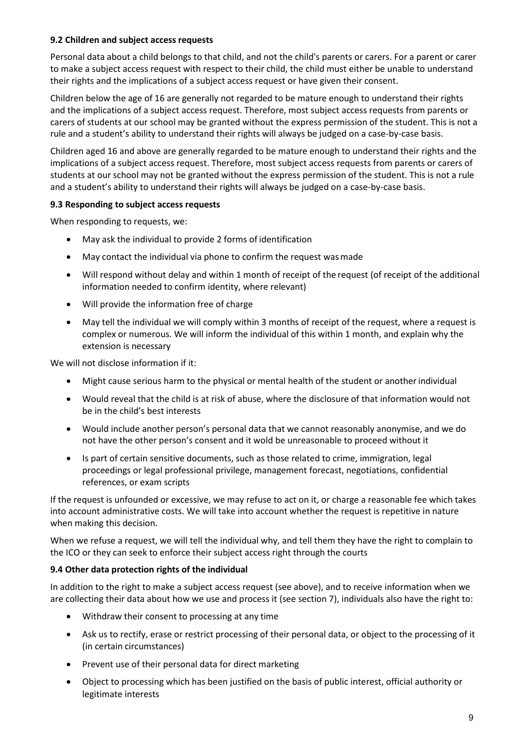**9.2 Children and subject access requests**

Personal data about a child belongs to that child, and not the child's parents or carers. For a parent or carer to make a subject access request with respect to their child, the child must either be unable to understand their rights and the implications of a subject access request or have given their consent.

Children below the age of 16 are generally not regarded to be mature enough to understand their rights and the implications of a subject access request. Therefore, most subject access requests from parents or carers of students at our school may be granted without the express permission of the student. This is not a rule and a student's ability to understand their rights will always be judged on a case-by-case basis.

Children aged 16 and above are generally regarded to be mature enough to understand their rights and the implications of a subject access request. Therefore, most subject access requests from parents or carers of students at our school may not be granted without the express permission of the student. This is not a rule and a student's ability to understand their rights will always be judged on a case-by-case basis.

**9.3 Responding to subject access requests**

When responding to requests, we:

- May ask the individual to provide 2 forms of identification
- May contact the individual via phone to confirm the request was made
- Will respond without delay and within 1 month of receipt of the request (of receipt of the additional information needed to confirm identity, where relevant)
- Will provide the information free of charge
- May tell the individual we will comply within 3 months of receipt of the request, where a request is complex or numerous. We will inform the individual of this within 1 month, and explain why the extension is necessary

We will not disclose information if it:

- Might cause serious harm to the physical or mental health of the student or another individual
- Would reveal that the child is at risk of abuse, where the disclosure of that information would not be in the child's best interests
- Would include another person's personal data that we cannot reasonably anonymise, and we do not have the other person's consent and it wold be unreasonable to proceed without it
- Is part of certain sensitive documents, such as those related to crime, immigration, legal proceedings or legal professional privilege, management forecast, negotiations, confidential references, or exam scripts

If the request is unfounded or excessive, we may refuse to act on it, or charge a reasonable fee which takes into account administrative costs. We will take into account whether the request is repetitive in nature when making this decision.

When we refuse a request, we will tell the individual why, and tell them they have the right to complain to the ICO or they can seek to enforce their subject access right through the courts

**9.4 Other data protection rights of the individual**

In addition to the right to make a subject access request (see above), and to receive information when we are collecting their data about how we use and process it (see section 7), individuals also have the right to:

- Withdraw their consent to processing at any time
- Ask us to rectify, erase or restrict processing of their personal data, or object to the processing of it (in certain circumstances)
- Prevent use of their personal data for direct marketing
- Object to processing which has been justified on the basis of public interest, official authority or legitimate interests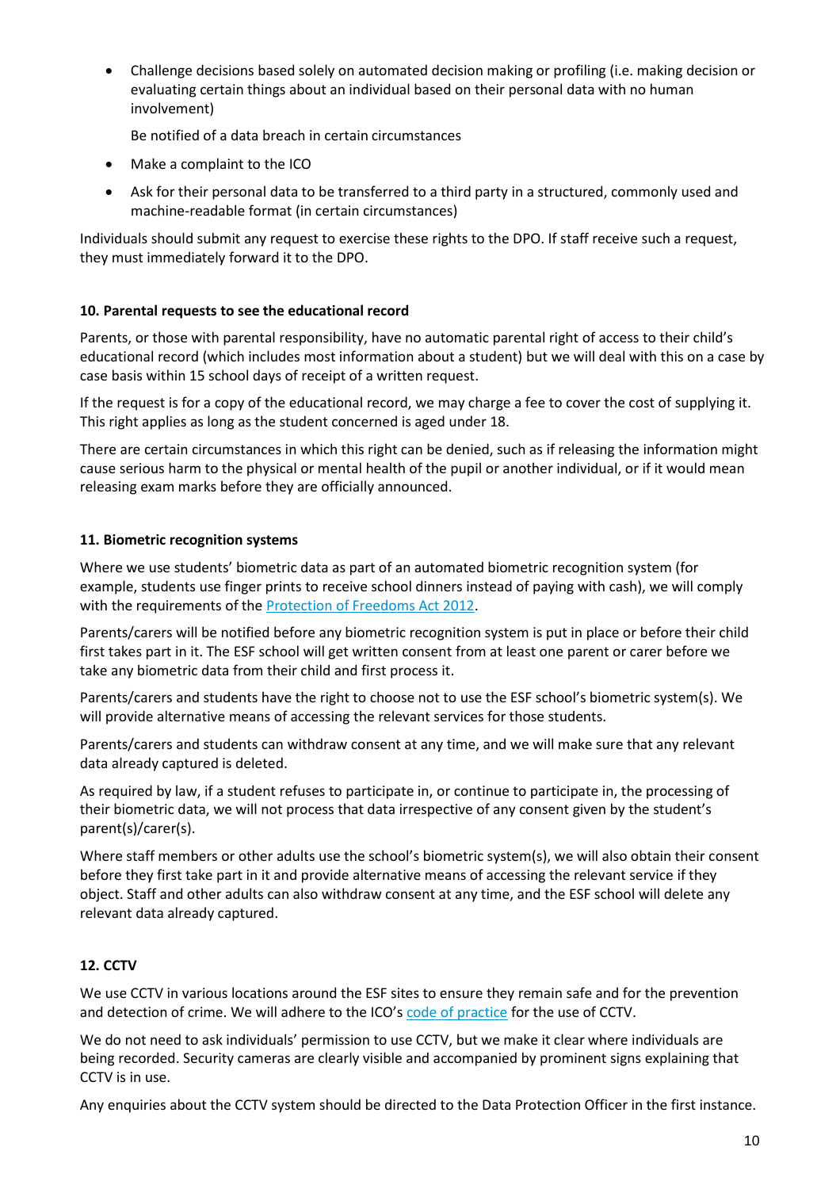- Challenge decisions based solely on automated decision making or profiling (i.e. making decision or evaluating certain things about an individual based on their personal data with no human involvement)

  Be notified of a data breach in certain circumstances
- Make a complaint to the ICO
- Ask for their personal data to be transferred to a third party in a structured, commonly used and machine-readable format (in certain circumstances)

Individuals should submit any request to exercise these rights to the DPO. If staff receive such a request, they must immediately forward it to the DPO.

**10. Parental requests to see the educational record**

Parents, or those with parental responsibility, have no automatic parental right of access to their child's educational record (which includes most information about a student) but we will deal with this on a case by case basis within 15 school days of receipt of a written request.

If the request is for a copy of the educational record, we may charge a fee to cover the cost of supplying it. This right applies as long as the student concerned is aged under 18.

There are certain circumstances in which this right can be denied, such as if releasing the information might cause serious harm to the physical or mental health of the pupil or another individual, or if it would mean releasing exam marks before they are officially announced.

**11. Biometric recognition systems**

Where we use students' biometric data as part of an automated biometric recognition system (for example, students use finger prints to receive school dinners instead of paying with cash), we will comply with the requirements of the [Protection of Freedoms Act 2012](#).

Parents/carers will be notified before any biometric recognition system is put in place or before their child first takes part in it. The ESF school will get written consent from at least one parent or carer before we take any biometric data from their child and first process it.

Parents/carers and students have the right to choose not to use the ESF school's biometric system(s). We will provide alternative means of accessing the relevant services for those students.

Parents/carers and students can withdraw consent at any time, and we will make sure that any relevant data already captured is deleted.

As required by law, if a student refuses to participate in, or continue to participate in, the processing of their biometric data, we will not process that data irrespective of any consent given by the student's parent(s)/carer(s).

Where staff members or other adults use the school's biometric system(s), we will also obtain their consent before they first take part in it and provide alternative means of accessing the relevant service if they object. Staff and other adults can also withdraw consent at any time, and the ESF school will delete any relevant data already captured.

**12. CCTV**

We use CCTV in various locations around the ESF sites to ensure they remain safe and for the prevention and detection of crime. We will adhere to the ICO's [code of practice](#) for the use of CCTV.

We do not need to ask individuals' permission to use CCTV, but we make it clear where individuals are being recorded. Security cameras are clearly visible and accompanied by prominent signs explaining that CCTV is in use.

Any enquiries about the CCTV system should be directed to the Data Protection Officer in the first instance.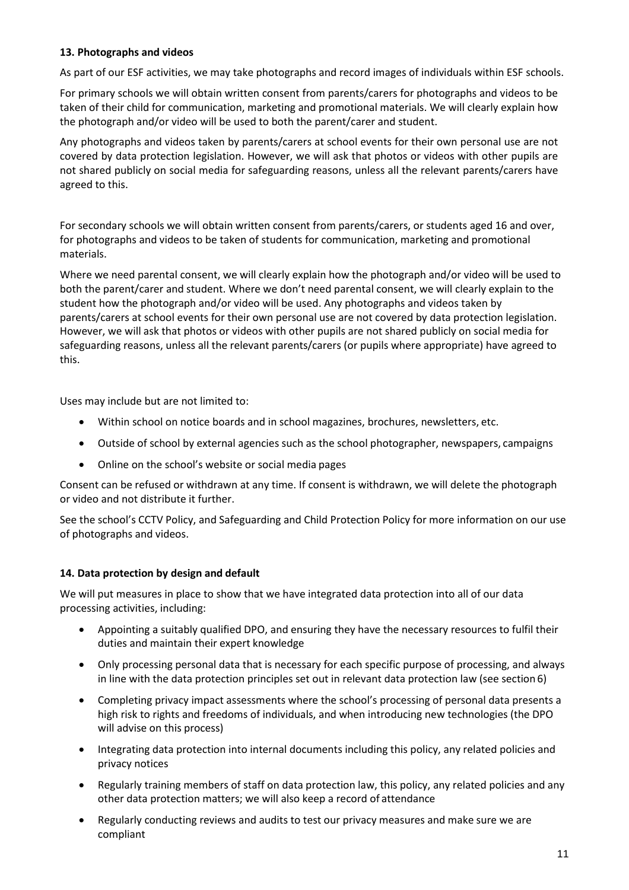**13. Photographs and videos**

As part of our ESF activities, we may take photographs and record images of individuals within ESF schools.

For primary schools we will obtain written consent from parents/carers for photographs and videos to be taken of their child for communication, marketing and promotional materials. We will clearly explain how the photograph and/or video will be used to both the parent/carer and student.

Any photographs and videos taken by parents/carers at school events for their own personal use are not covered by data protection legislation. However, we will ask that photos or videos with other pupils are not shared publicly on social media for safeguarding reasons, unless all the relevant parents/carers have agreed to this.

For secondary schools we will obtain written consent from parents/carers, or students aged 16 and over, for photographs and videos to be taken of students for communication, marketing and promotional materials.

Where we need parental consent, we will clearly explain how the photograph and/or video will be used to both the parent/carer and student. Where we don't need parental consent, we will clearly explain to the student how the photograph and/or video will be used. Any photographs and videos taken by parents/carers at school events for their own personal use are not covered by data protection legislation. However, we will ask that photos or videos with other pupils are not shared publicly on social media for safeguarding reasons, unless all the relevant parents/carers (or pupils where appropriate) have agreed to this.

Uses may include but are not limited to:

- Within school on notice boards and in school magazines, brochures, newsletters, etc.
- Outside of school by external agencies such as the school photographer, newspapers, campaigns
- Online on the school's website or social media pages

Consent can be refused or withdrawn at any time. If consent is withdrawn, we will delete the photograph or video and not distribute it further.

See the school's CCTV Policy, and Safeguarding and Child Protection Policy for more information on our use of photographs and videos.

**14. Data protection by design and default**

We will put measures in place to show that we have integrated data protection into all of our data processing activities, including:

- Appointing a suitably qualified DPO, and ensuring they have the necessary resources to fulfil their duties and maintain their expert knowledge
- Only processing personal data that is necessary for each specific purpose of processing, and always in line with the data protection principles set out in relevant data protection law (see section 6)
- Completing privacy impact assessments where the school's processing of personal data presents a high risk to rights and freedoms of individuals, and when introducing new technologies (the DPO will advise on this process)
- Integrating data protection into internal documents including this policy, any related policies and privacy notices
- Regularly training members of staff on data protection law, this policy, any related policies and any other data protection matters; we will also keep a record of attendance
- Regularly conducting reviews and audits to test our privacy measures and make sure we are compliant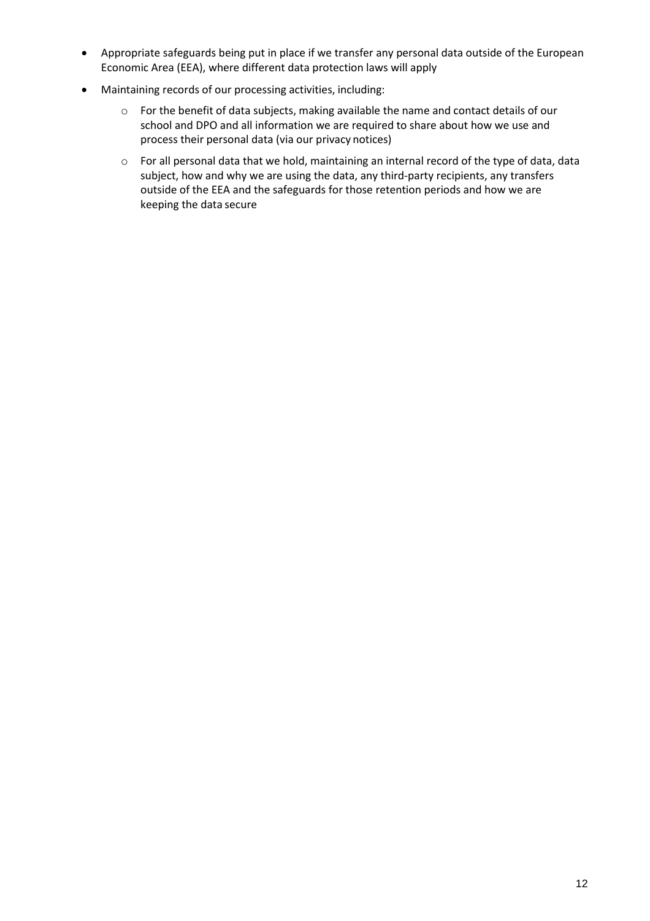- Appropriate safeguards being put in place if we transfer any personal data outside of the European Economic Area (EEA), where different data protection laws will apply
- Maintaining records of our processing activities, including:
  - For the benefit of data subjects, making available the name and contact details of our school and DPO and all information we are required to share about how we use and process their personal data (via our privacy notices)
  - For all personal data that we hold, maintaining an internal record of the type of data, data subject, how and why we are using the data, any third-party recipients, any transfers outside of the EEA and the safeguards for those retention periods and how we are keeping the data secure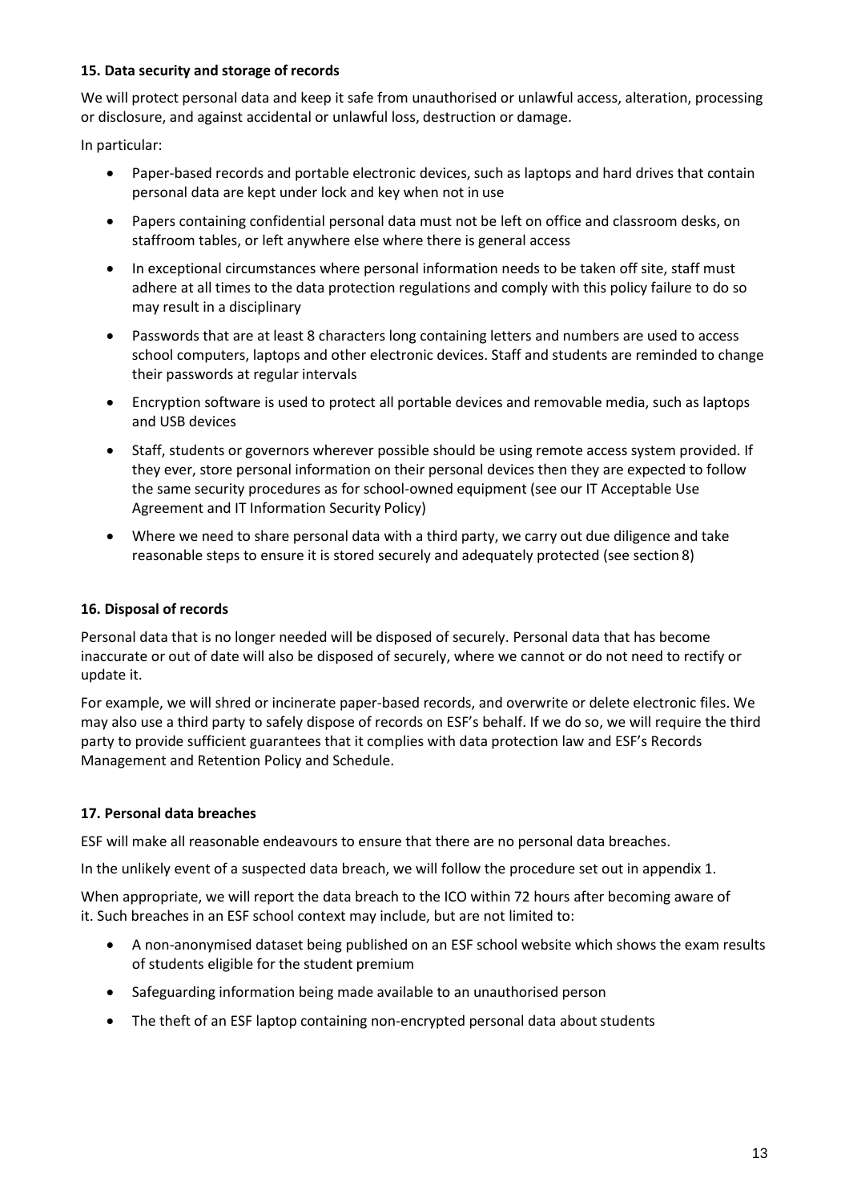**15. Data security and storage of records**

We will protect personal data and keep it safe from unauthorised or unlawful access, alteration, processing or disclosure, and against accidental or unlawful loss, destruction or damage.

In particular:

- Paper-based records and portable electronic devices, such as laptops and hard drives that contain personal data are kept under lock and key when not in use
- Papers containing confidential personal data must not be left on office and classroom desks, on staffroom tables, or left anywhere else where there is general access
- In exceptional circumstances where personal information needs to be taken off site, staff must adhere at all times to the data protection regulations and comply with this policy failure to do so may result in a disciplinary
- Passwords that are at least 8 characters long containing letters and numbers are used to access school computers, laptops and other electronic devices. Staff and students are reminded to change their passwords at regular intervals
- Encryption software is used to protect all portable devices and removable media, such as laptops and USB devices
- Staff, students or governors wherever possible should be using remote access system provided. If they ever, store personal information on their personal devices then they are expected to follow the same security procedures as for school-owned equipment (see our IT Acceptable Use Agreement and IT Information Security Policy)
- Where we need to share personal data with a third party, we carry out due diligence and take reasonable steps to ensure it is stored securely and adequately protected (see section 8)

**16. Disposal of records**

Personal data that is no longer needed will be disposed of securely. Personal data that has become inaccurate or out of date will also be disposed of securely, where we cannot or do not need to rectify or update it.

For example, we will shred or incinerate paper-based records, and overwrite or delete electronic files. We may also use a third party to safely dispose of records on ESF's behalf. If we do so, we will require the third party to provide sufficient guarantees that it complies with data protection law and ESF's Records Management and Retention Policy and Schedule.

**17. Personal data breaches**

ESF will make all reasonable endeavours to ensure that there are no personal data breaches.

In the unlikely event of a suspected data breach, we will follow the procedure set out in appendix 1.

When appropriate, we will report the data breach to the ICO within 72 hours after becoming aware of it. Such breaches in an ESF school context may include, but are not limited to:

- A non-anonymised dataset being published on an ESF school website which shows the exam results of students eligible for the student premium
- Safeguarding information being made available to an unauthorised person
- The theft of an ESF laptop containing non-encrypted personal data about students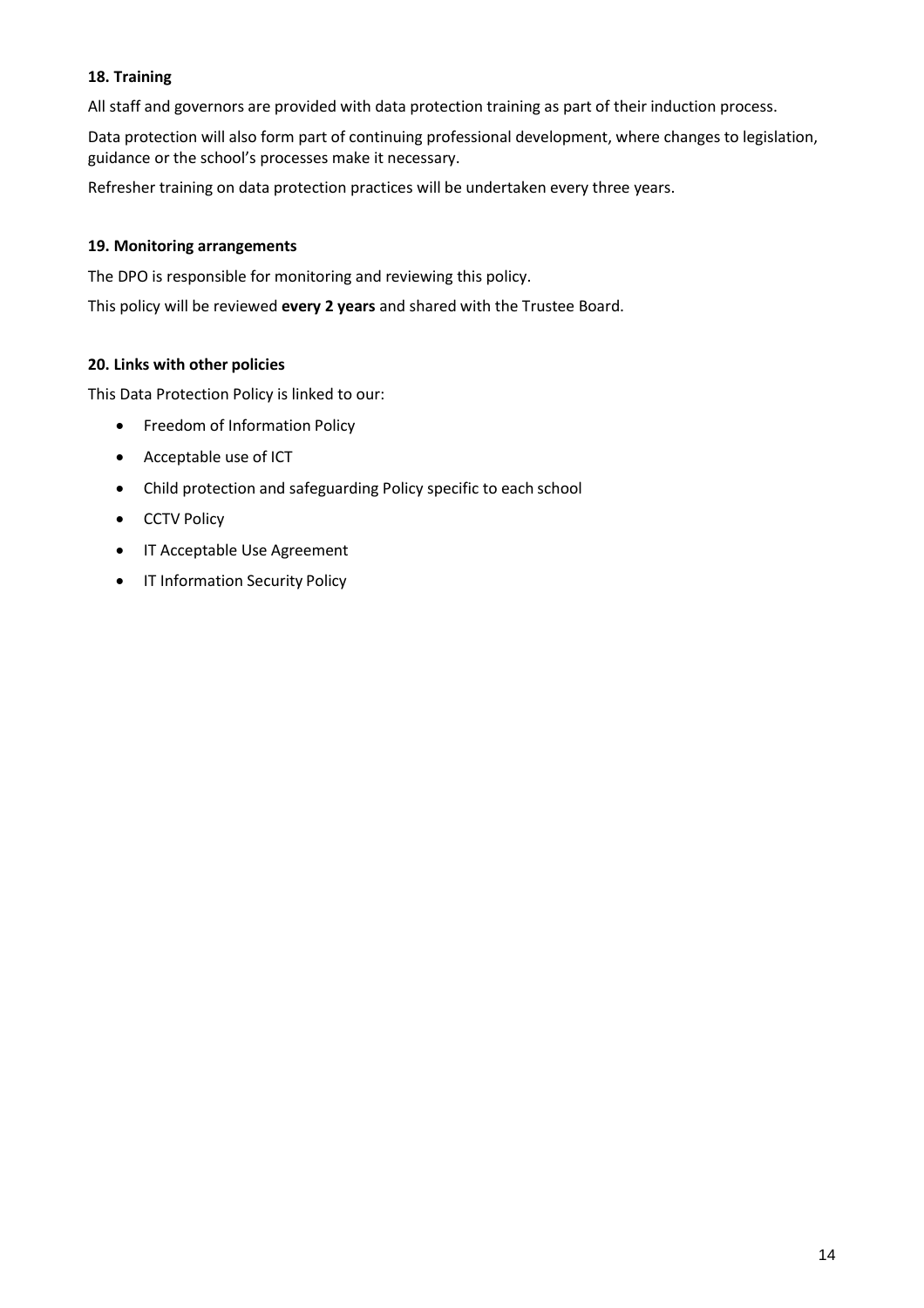### 18. Training

All staff and governors are provided with data protection training as part of their induction process.

Data protection will also form part of continuing professional development, where changes to legislation, guidance or the school's processes make it necessary.

Refresher training on data protection practices will be undertaken every three years.

### 19. Monitoring arrangements

The DPO is responsible for monitoring and reviewing this policy.

This policy will be reviewed **every 2 years** and shared with the Trustee Board.

### 20. Links with other policies

This Data Protection Policy is linked to our:

- Freedom of Information Policy
- Acceptable use of ICT
- Child protection and safeguarding Policy specific to each school
- CCTV Policy
- IT Acceptable Use Agreement
- IT Information Security Policy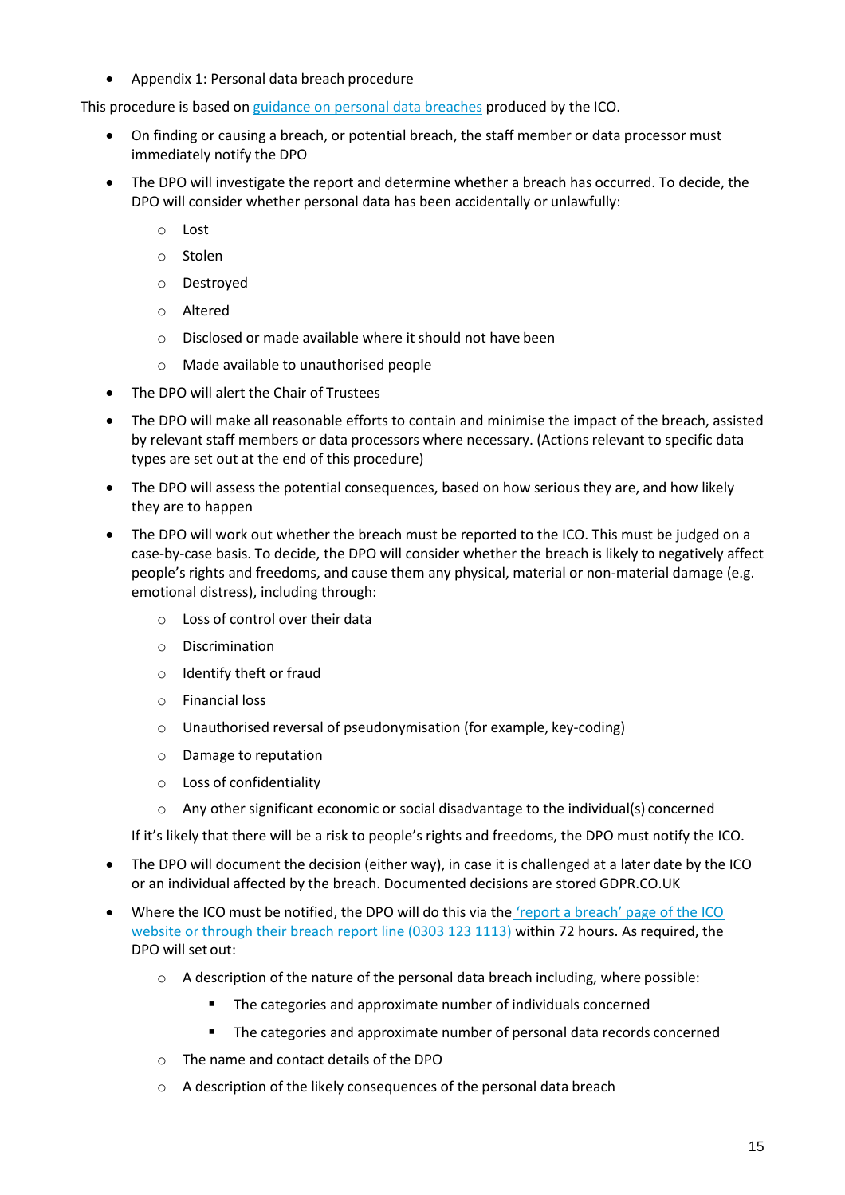- Appendix 1: Personal data breach procedure

This procedure is based on guidance on personal data breaches produced by the ICO.

- On finding or causing a breach, or potential breach, the staff member or data processor must immediately notify the DPO
- The DPO will investigate the report and determine whether a breach has occurred. To decide, the DPO will consider whether personal data has been accidentally or unlawfully:
  - Lost
  - Stolen
  - Destroyed
  - Altered
  - Disclosed or made available where it should not have been
  - Made available to unauthorised people
- The DPO will alert the Chair of Trustees
- The DPO will make all reasonable efforts to contain and minimise the impact of the breach, assisted by relevant staff members or data processors where necessary. (Actions relevant to specific data types are set out at the end of this procedure)
- The DPO will assess the potential consequences, based on how serious they are, and how likely they are to happen
- The DPO will work out whether the breach must be reported to the ICO. This must be judged on a case-by-case basis. To decide, the DPO will consider whether the breach is likely to negatively affect people's rights and freedoms, and cause them any physical, material or non-material damage (e.g. emotional distress), including through:
  - Loss of control over their data
  - Discrimination
  - Identify theft or fraud
  - Financial loss
  - Unauthorised reversal of pseudonymisation (for example, key-coding)
  - Damage to reputation
  - Loss of confidentiality
  - Any other significant economic or social disadvantage to the individual(s) concerned

  If it's likely that there will be a risk to people's rights and freedoms, the DPO must notify the ICO.
- The DPO will document the decision (either way), in case it is challenged at a later date by the ICO or an individual affected by the breach. Documented decisions are stored GDPR.CO.UK
- Where the ICO must be notified, the DPO will do this via the 'report a breach' page of the ICO website or through their breach report line (0303 123 1113) within 72 hours. As required, the DPO will set out:
  - A description of the nature of the personal data breach including, where possible:
    - The categories and approximate number of individuals concerned
    - The categories and approximate number of personal data records concerned
  - The name and contact details of the DPO
  - A description of the likely consequences of the personal data breach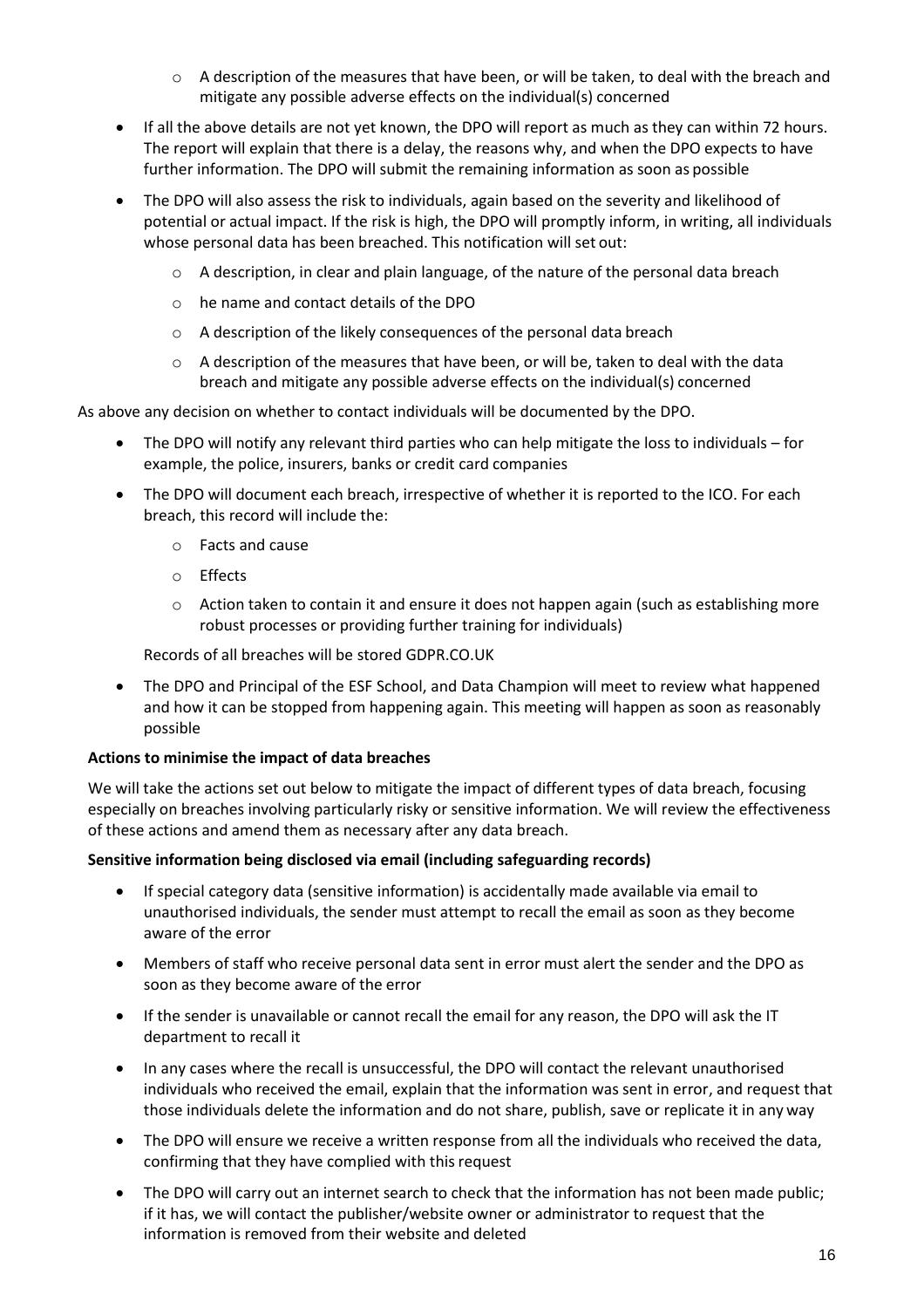- A description of the measures that have been, or will be taken, to deal with the breach and mitigate any possible adverse effects on the individual(s) concerned

- If all the above details are not yet known, the DPO will report as much as they can within 72 hours. The report will explain that there is a delay, the reasons why, and when the DPO expects to have further information. The DPO will submit the remaining information as soon as possible
- The DPO will also assess the risk to individuals, again based on the severity and likelihood of potential or actual impact. If the risk is high, the DPO will promptly inform, in writing, all individuals whose personal data has been breached. This notification will set out:
  - A description, in clear and plain language, of the nature of the personal data breach
  - he name and contact details of the DPO
  - A description of the likely consequences of the personal data breach
  - A description of the measures that have been, or will be, taken to deal with the data breach and mitigate any possible adverse effects on the individual(s) concerned

As above any decision on whether to contact individuals will be documented by the DPO.

- The DPO will notify any relevant third parties who can help mitigate the loss to individuals – for example, the police, insurers, banks or credit card companies
- The DPO will document each breach, irrespective of whether it is reported to the ICO. For each breach, this record will include the:
  - Facts and cause
  - Effects
  - Action taken to contain it and ensure it does not happen again (such as establishing more robust processes or providing further training for individuals)

  Records of all breaches will be stored GDPR.CO.UK

- The DPO and Principal of the ESF School, and Data Champion will meet to review what happened and how it can be stopped from happening again. This meeting will happen as soon as reasonably possible

**Actions to minimise the impact of data breaches**

We will take the actions set out below to mitigate the impact of different types of data breach, focusing especially on breaches involving particularly risky or sensitive information. We will review the effectiveness of these actions and amend them as necessary after any data breach.

**Sensitive information being disclosed via email (including safeguarding records)**

- If special category data (sensitive information) is accidentally made available via email to unauthorised individuals, the sender must attempt to recall the email as soon as they become aware of the error
- Members of staff who receive personal data sent in error must alert the sender and the DPO as soon as they become aware of the error
- If the sender is unavailable or cannot recall the email for any reason, the DPO will ask the IT department to recall it
- In any cases where the recall is unsuccessful, the DPO will contact the relevant unauthorised individuals who received the email, explain that the information was sent in error, and request that those individuals delete the information and do not share, publish, save or replicate it in any way
- The DPO will ensure we receive a written response from all the individuals who received the data, confirming that they have complied with this request
- The DPO will carry out an internet search to check that the information has not been made public; if it has, we will contact the publisher/website owner or administrator to request that the information is removed from their website and deleted